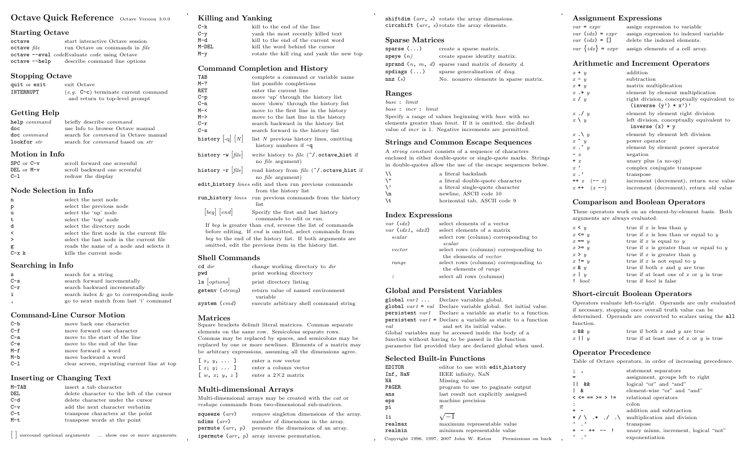# Octave Quick Reference

Octave Version 3.0.0

## Starting Octave

| | |
|---|---|
| `octave` | start interactive Octave session |
| `octave` *file* | run Octave on commands in *file* |
| `octave --eval` *code* | Evaluate *code* using Octave |
| `octave --help` | describe command line options |

## Stopping Octave

| | |
|---|---|
| `quit` or `exit` | exit Octave |
| `INTERRUPT` | (*e.g.* `C-c`) terminate current command and return to top-level prompt |

## Getting Help

| | |
|---|---|
| `help` *command* | briefly describe *command* |
| `doc` | use Info to browse Octave manual |
| `doc` *command* | search for *command* in Octave manual |
| `lookfor` *str* | search for *command* based on *str* |

## Motion in Info

| | |
|---|---|
| `SPC` or `C-v` | scroll forward one screenful |
| `DEL` or `M-v` | scroll backward one screenful |
| `C-l` | redraw the display |

## Node Selection in Info

| | |
|---|---|
| `n` | select the next node |
| `p` | select the previous node |
| `u` | select the 'up' node |
| `t` | select the 'top' node |
| `d` | select the directory node |
| `<` | select the first node in the current file |
| `>` | select the last node in the current file |
| `g` | reads the name of a node and selects it |
| `C-x k` | kills the current node |

## Searching in Info

| | |
|---|---|
| `s` | search for a string |
| `C-s` | search forward incrementally |
| `C-r` | search backward incrementally |
| `i` | search index & go to corresponding node |
| `,` | go to next match from last 'i' command |

## Command-Line Cursor Motion

| | |
|---|---|
| `C-b` | move back one character |
| `C-f` | move forward one character |
| `C-a` | move to the start of the line |
| `C-e` | move to the end of the line |
| `M-f` | move forward a word |
| `M-b` | move backward a word |
| `C-l` | clear screen, reprinting current line at top |

## Inserting or Changing Text

| | |
|---|---|
| `M-TAB` | insert a tab character |
| `DEL` | delete character to the left of the cursor |
| `C-d` | delete character under the cursor |
| `C-v` | add the next character verbatim |
| `C-t` | transpose characters at the point |
| `M-t` | transpose words at the point |

[ ] surround optional arguments ... show one or more arguments

## Killing and Yanking

| | |
|---|---|
| `C-k` | kill to the end of the line |
| `C-y` | yank the most recently killed text |
| `M-d` | kill to the end of the current word |
| `M-DEL` | kill the word behind the cursor |
| `M-y` | rotate the kill ring and yank the new top |

## Command Completion and History

| | |
|---|---|
| `TAB` | complete a command or variable name |
| `M-?` | list possible completions |
| `RET` | enter the current line |
| `C-p` | move 'up' through the history list |
| `C-n` | move 'down' through the history list |
| `M-<` | move to the first line in the history |
| `M->` | move to the last line in the history |
| `C-r` | search backward in the history list |
| `C-s` | search forward in the history list |
| `history` [`-q`] [*N*] | list *N* previous history lines, omitting history numbers if `-q` |
| `history -w` [*file*] | write history to *file* (`~/.octave_hist` if no *file* argument) |
| `history -r` [*file*] | read history from *file* (`~/.octave_hist` if no *file* argument) |
| `edit_history` *lines* | edit and then run previous commands from the history list |
| `run_history` *lines* | run previous commands from the history list |
| [*beg*] [*end*] | Specify the first and last history commands to edit or run. |

If *beg* is greater than *end*, reverse the list of commands before editing. If *end* is omitted, select commands from *beg* to the end of the history list. If both arguments are omitted, edit the previous item in the history list.

## Shell Commands

| | |
|---|---|
| `cd` *dir* | change working directory to *dir* |
| `pwd` | print working directory |
| `ls` [*options*] | print directory listing |
| `getenv (`*string*`)` | return value of named environment variable |
| `system (`*cmd*`)` | execute arbitrary shell command string |

## Matrices

Square brackets delimit literal matrices. Commas separate elements on the same row. Semicolons separate rows. Commas may be replaced by spaces, and semicolons may be replaced by one or more newlines. Elements of a matrix may be arbitrary expressions, assuming all the dimensions agree.

| | |
|---|---|
| `[` *x*, *y*, ... `]` | enter a row vector |
| `[` *x*; *y*; ... `]` | enter a column vector |
| `[` *w*, *x*; *y*, *z* `]` | enter a 2×2 matrix |

## Multi-dimensional Arrays

Multi-dimensional arrays may be created with the *cat* or *reshape* commands from two-dimensional sub-matrices.

| | |
|---|---|
| `squeeze (`*arr*`)` | remove singleton dimensions of the array. |
| `ndims (`*arr*`)` | number of dimensions in the array. |
| `permute (`*arr*, *p*`)` | permute the dimensions of an array. |
| `ipermute (`*arr*, *p*`)` | array inverse permutation. |
| `shiftdim (`*arr*, *s*`)` | rotate the array dimensions. |
| `circshift (`*arr*, *s*`)` | rotate the array elements. |

## Sparse Matrices

| | |
|---|---|
| `sparse (...)` | create a sparse matrix. |
| `speye (`*n*`)` | create sparse identity matrix. |
| `sprand (`*n*, *m*, *d*`)` | sparse rand matrix of density *d*. |
| `spdiags (...)` | sparse generalization of *diag*. |
| `nnz (`*s*`)` | No. nonzero elements in sparse matrix. |

## Ranges

*base* : *limit*

*base* : *incr* : *limit*

Specify a range of values beginning with *base* with no elements greater than *limit*. If it is omitted, the default value of *incr* is 1. Negative increments are permitted.

## Strings and Common Escape Sequences

A *string constant* consists of a sequence of characters enclosed in either double-quote or single-quote marks. Strings in double-quotes allow the use of the escape sequences below.

| | |
|---|---|
| `\\` | a literal backslash |
| `\"` | a literal double-quote character |
| `\'` | a literal single-quote character |
| `\n` | newline, ASCII code 10 |
| `\t` | horizontal tab, ASCII code 9 |

## Index Expressions

| | |
|---|---|
| *var* `(`*idx*`)` | select elements of a vector |
| *var* `(`*idx1*, *idx2*`)` | select elements of a matrix |
| *scalar* | select row (column) corresponding to *scalar* |
| *vector* | select rows (columns) corresponding to the elements of *vector* |
| *range* | select rows (columns) corresponding to the elements of *range* |
| `:` | select all rows (columns) |

## Global and Persistent Variables

| | |
|---|---|
| `global` *var1* ... | Declare variables global. |
| `global` *var1* `=` *val* | Declare variable global. Set initial value. |
| `persistent` *var1* | Declare a variable as static to a function. |
| `persistent` *var1* `=` *val* | Declare a variable as static to a function and set its initial value. |

Global variables may be accessed inside the body of a function without having to be passed in the function parameter list provided they are declared global when used.

## Selected Built-in Functions

| | |
|---|---|
| `EDITOR` | editor to use with `edit_history` |
| `Inf, NaN` | IEEE infinity, NaN |
| `NA` | Missing value |
| `PAGER` | program to use to paginate output |
| `ans` | last result not explicitly assigned |
| `eps` | machine precision |
| `pi` | $\pi$ |
| `1i` | $\sqrt{-1}$ |
| `realmax` | maximum representable value |
| `realmin` | minimum representable value |

Copyright 1996, 1997, 2007 John W. Eaton Permissions on back

## Assignment Expressions

| | |
|---|---|
| *var* `=` *expr* | assign expression to variable |
| *var* `(`*idx*`) =` *expr* | assign expression to indexed variable |
| *var* `(`*idx*`) = []` | delete the indexed elements. |
| *var* `{`*idx*`} =` *expr* | assign elements of a cell array. |

## Arithmetic and Increment Operators

| | |
|---|---|
| *x* `+` *y* | addition |
| *x* `-` *y* | subtraction |
| *x* `*` *y* | matrix multiplication |
| *x* `.*` *y* | element by element multiplication |
| *x* `/` *y* | right division, conceptually equivalent to `(inverse (y') * x')'` |
| *x* `./` *y* | element by element right division |
| *x* `\` *y* | left division, conceptually equivalent to `inverse (x) * y` |
| *x* `.\` *y* | element by element left division |
| *x* `^` *y* | power operator |
| *x* `.^` *y* | element by element power operator |
| `-` *x* | negation |
| `+` *x* | unary plus (a no-op) |
| *x* `'` | complex conjugate transpose |
| *x* `.'` | transpose |
| `++` *x* (`--` *x*) | increment (decrement), return *new* value |
| *x* `++` (*x* `--`) | increment (decrement), return *old* value |

## Comparison and Boolean Operators

These operators work on an element-by-element basis. Both arguments are always evaluated.

| | |
|---|---|
| *x* `<` *y* | true if *x* is less than *y* |
| *x* `<=` *y* | true if *x* is less than or equal to *y* |
| *x* `==` *y* | true if *x* is equal to *y* |
| *x* `>=` *y* | true if *x* is greater than or equal to *y* |
| *x* `>` *y* | true if *x* is greater than *y* |
| *x* `!=` *y* | true if *x* is not equal to *y* |
| *x* `&` *y* | true if both *x* and *y* are true |
| *x* `\|` *y* | true if at least one of *x* or *y* is true |
| `!` *bool* | true if *bool* is false |

## Short-circuit Boolean Operators

Operators evaluate left-to-right. Operands are only evaluated if necessary, stopping once overall truth value can be determined. Operands are converted to scalars using the `all` function.

| | |
|---|---|
| *x* `&&` *y* | true if both *x* and *y* are true |
| *x* `\|\|` *y* | true if at least one of *x* or *y* is true |

## Operator Precedence

Table of Octave operators, in order of increasing precedence.

| | |
|---|---|
| `; ,` | statement separators |
| `=` | assignment, groups left to right |
| `\|\| &&` | logical "or" and "and" |
| `\| &` | element-wise "or" and "and" |
| `< <= == >= > !=` | relational operators |
| `:` | colon |
| `+ -` | addition and subtraction |
| `* / \ .* ./ .\` | multiplication and division |
| `' .'` | transpose |
| `+ - ++ -- !` | unary minus, increment, logical "not" |
| `^ .^` | exponentiation |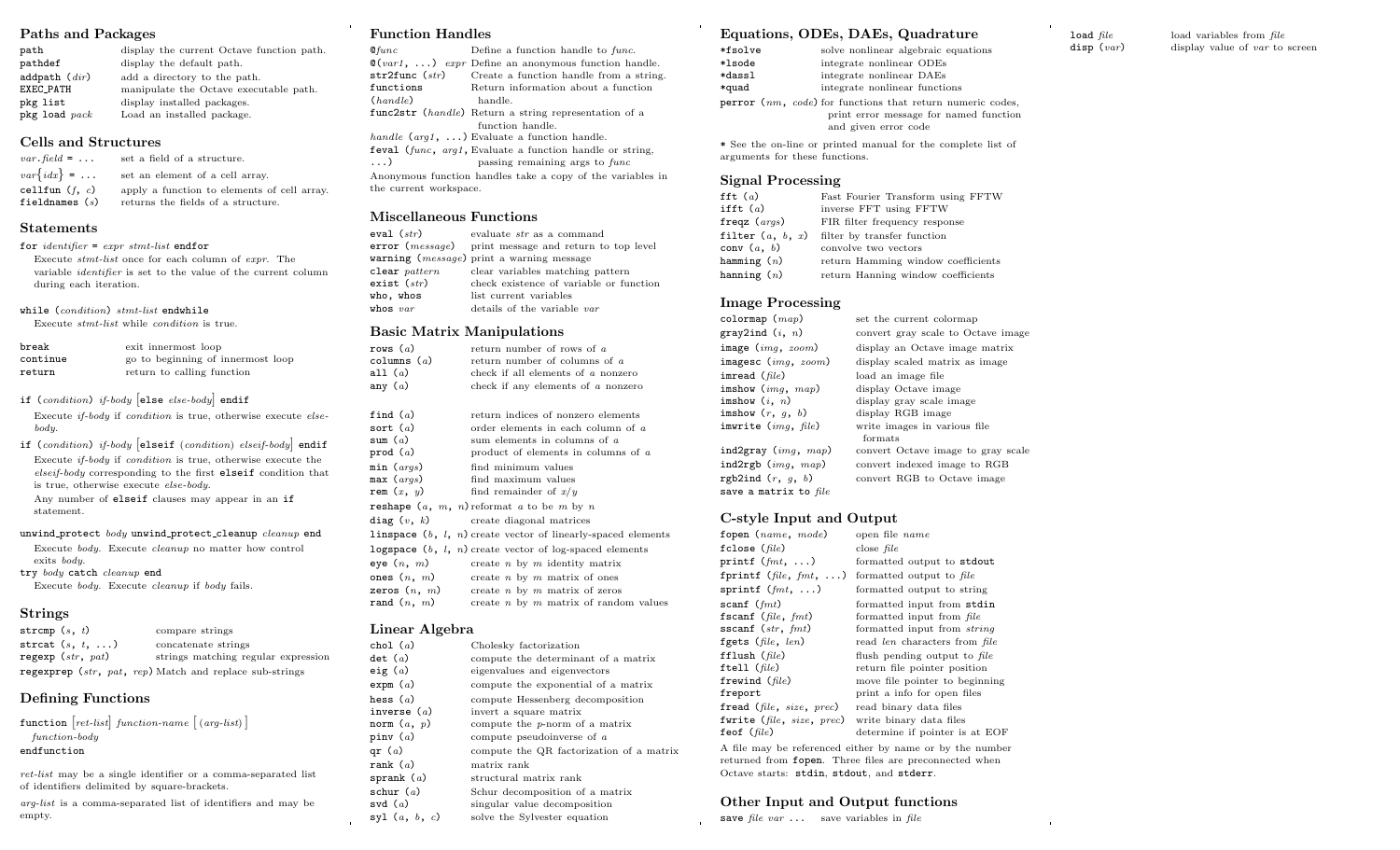## Paths and Packages

| | |
|---|---|
| `path` | display the current Octave function path. |
| `pathdef` | display the default path. |
| `addpath` (*dir*) | add a directory to the path. |
| `EXEC_PATH` | manipulate the Octave executable path. |
| `pkg list` | display installed packages. |
| `pkg load` *pack* | Load an installed package. |

## Cells and Structures

| | |
|---|---|
| *var*.*field* = ... | set a field of a structure. |
| *var*{*idx*} = ... | set an element of a cell array. |
| `cellfun` (*f*, *c*) | apply a function to elements of cell array. |
| `fieldnames` (*s*) | returns the fields of a structure. |

## Statements

`for` *identifier* = *expr* *stmt-list* `endfor`
Execute *stmt-list* once for each column of *expr*. The variable *identifier* is set to the value of the current column during each iteration.

`while` (*condition*) *stmt-list* `endwhile`
Execute *stmt-list* while *condition* is true.

| | |
|---|---|
| `break` | exit innermost loop |
| `continue` | go to beginning of innermost loop |
| `return` | return to calling function |

`if` (*condition*) *if-body* [`else` *else-body*] `endif`
Execute *if-body* if *condition* is true, otherwise execute *else-body*.

`if` (*condition*) *if-body* [`elseif` (*condition*) *elseif-body*] `endif`
Execute *if-body* if *condition* is true, otherwise execute the *elseif-body* corresponding to the first `elseif` condition that is true, otherwise execute *else-body*.
Any number of `elseif` clauses may appear in an `if` statement.

`unwind_protect` *body* `unwind_protect_cleanup` *cleanup* `end`
Execute *body*. Execute *cleanup* no matter how control exits *body*.

`try` *body* `catch` *cleanup* `end`
Execute *body*. Execute *cleanup* if *body* fails.

## Strings

| | |
|---|---|
| `strcmp` (*s*, *t*) | compare strings |
| `strcat` (*s*, *t*, ...) | concatenate strings |
| `regexp` (*str*, *pat*) | strings matching regular expression |
| `regexprep` (*str*, *pat*, *rep*) | Match and replace sub-strings |

## Defining Functions

`function` [*ret-list*] *function-name* [(*arg-list*)]
*function-body*
`endfunction`

*ret-list* may be a single identifier or a comma-separated list of identifiers delimited by square-brackets.

*arg-list* is a comma-separated list of identifiers and may be empty.

## Function Handles

| | |
|---|---|
| `@`*func* | Define a function handle to *func*. |
| `@`(*var1*, ...) *expr* | Define an anonymous function handle. |
| `str2func` (*str*) | Create a function handle from a string. |
| `functions` (*handle*) | Return information about a function handle. |
| `func2str` (*handle*) | Return a string representation of a function handle. |
| *handle* (*arg1*, ...) | Evaluate a function handle. |
| `feval` (*func*, *arg1*, ...) | Evaluate a function handle or string, passing remaining args to *func* |

Anonymous function handles take a copy of the variables in the current workspace.

## Miscellaneous Functions

| | |
|---|---|
| `eval` (*str*) | evaluate *str* as a command |
| `error` (*message*) | print message and return to top level |
| `warning` (*message*) | print a warning message |
| `clear` *pattern* | clear variables matching pattern |
| `exist` (*str*) | check existence of variable or function |
| `who, whos` | list current variables |
| `whos` *var* | details of the variable *var* |

## Basic Matrix Manipulations

| | |
|---|---|
| `rows` (*a*) | return number of rows of *a* |
| `columns` (*a*) | return number of columns of *a* |
| `all` (*a*) | check if all elements of *a* nonzero |
| `any` (*a*) | check if any elements of *a* nonzero |
| `find` (*a*) | return indices of nonzero elements |
| `sort` (*a*) | order elements in each column of *a* |
| `sum` (*a*) | sum elements in columns of *a* |
| `prod` (*a*) | product of elements in columns of *a* |
| `min` (*args*) | find minimum values |
| `max` (*args*) | find maximum values |
| `rem` (*x*, *y*) | find remainder of *x*/*y* |
| `reshape` (*a*, *m*, *n*) | reformat *a* to be *m* by *n* |
| `diag` (*v*, *k*) | create diagonal matrices |
| `linspace` (*b*, *l*, *n*) | create vector of linearly-spaced elements |
| `logspace` (*b*, *l*, *n*) | create vector of log-spaced elements |
| `eye` (*n*, *m*) | create *n* by *m* identity matrix |
| `ones` (*n*, *m*) | create *n* by *m* matrix of ones |
| `zeros` (*n*, *m*) | create *n* by *m* matrix of zeros |
| `rand` (*n*, *m*) | create *n* by *m* matrix of random values |

## Linear Algebra

| | |
|---|---|
| `chol` (*a*) | Cholesky factorization |
| `det` (*a*) | compute the determinant of a matrix |
| `eig` (*a*) | eigenvalues and eigenvectors |
| `expm` (*a*) | compute the exponential of a matrix |
| `hess` (*a*) | compute Hessenberg decomposition |
| `inverse` (*a*) | invert a square matrix |
| `norm` (*a*, *p*) | compute the *p*-norm of a matrix |
| `pinv` (*a*) | compute pseudoinverse of *a* |
| `qr` (*a*) | compute the QR factorization of a matrix |
| `rank` (*a*) | matrix rank |
| `sprank` (*a*) | structural matrix rank |
| `schur` (*a*) | Schur decomposition of a matrix |
| `svd` (*a*) | singular value decomposition |
| `syl` (*a*, *b*, *c*) | solve the Sylvester equation |

## Equations, ODEs, DAEs, Quadrature

| | |
|---|---|
| *`fsolve` | solve nonlinear algebraic equations |
| *`lsode` | integrate nonlinear ODEs |
| *`dassl` | integrate nonlinear DAEs |
| *`quad` | integrate nonlinear functions |
| `perror` (*nm*, *code*) | for functions that return numeric codes, print error message for named function and given error code |

* See the on-line or printed manual for the complete list of arguments for these functions.

## Signal Processing

| | |
|---|---|
| `fft` (*a*) | Fast Fourier Transform using FFTW |
| `ifft` (*a*) | inverse FFT using FFTW |
| `freqz` (*args*) | FIR filter frequency response |
| `filter` (*a*, *b*, *x*) | filter by transfer function |
| `conv` (*a*, *b*) | convolve two vectors |
| `hamming` (*n*) | return Hamming window coefficients |
| `hanning` (*n*) | return Hanning window coefficients |

## Image Processing

| | |
|---|---|
| `colormap` (*map*) | set the current colormap |
| `gray2ind` (*i*, *n*) | convert gray scale to Octave image |
| `image` (*img*, *zoom*) | display an Octave image matrix |
| `imagesc` (*img*, *zoom*) | display scaled matrix as image |
| `imread` (*file*) | load an image file |
| `imshow` (*img*, *map*) | display Octave image |
| `imshow` (*i*, *n*) | display gray scale image |
| `imshow` (*r*, *g*, *b*) | display RGB image |
| `imwrite` (*img*, *file*) | write images in various file formats |
| `ind2gray` (*img*, *map*) | convert Octave image to gray scale |
| `ind2rgb` (*img*, *map*) | convert indexed image to RGB |
| `rgb2ind` (*r*, *g*, *b*) | convert RGB to Octave image |
| `save a matrix to` *file* | |

## C-style Input and Output

| | |
|---|---|
| `fopen` (*name*, *mode*) | open file *name* |
| `fclose` (*file*) | close *file* |
| `printf` (*fmt*, ...) | formatted output to `stdout` |
| `fprintf` (*file*, *fmt*, ...) | formatted output to *file* |
| `sprintf` (*fmt*, ...) | formatted output to string |
| `scanf` (*fmt*) | formatted input from `stdin` |
| `fscanf` (*file*, *fmt*) | formatted input from *file* |
| `sscanf` (*str*, *fmt*) | formatted input from *string* |
| `fgets` (*file*, *len*) | read *len* characters from *file* |
| `fflush` (*file*) | flush pending output to *file* |
| `ftell` (*file*) | return file pointer position |
| `frewind` (*file*) | move file pointer to beginning |
| `freport` | print a info for open files |
| `fread` (*file*, *size*, *prec*) | read binary data files |
| `fwrite` (*file*, *size*, *prec*) | write binary data files |
| `feof` (*file*) | determine if pointer is at EOF |

A file may be referenced either by name or by the number returned from `fopen`. Three files are preconnected when Octave starts: `stdin`, `stdout`, and `stderr`.

## Other Input and Output functions

| | |
|---|---|
| `save` *file var* ... | save variables in *file* |
| `load` *file* | load variables from *file* |
| `disp` (*var*) | display value of *var* to screen |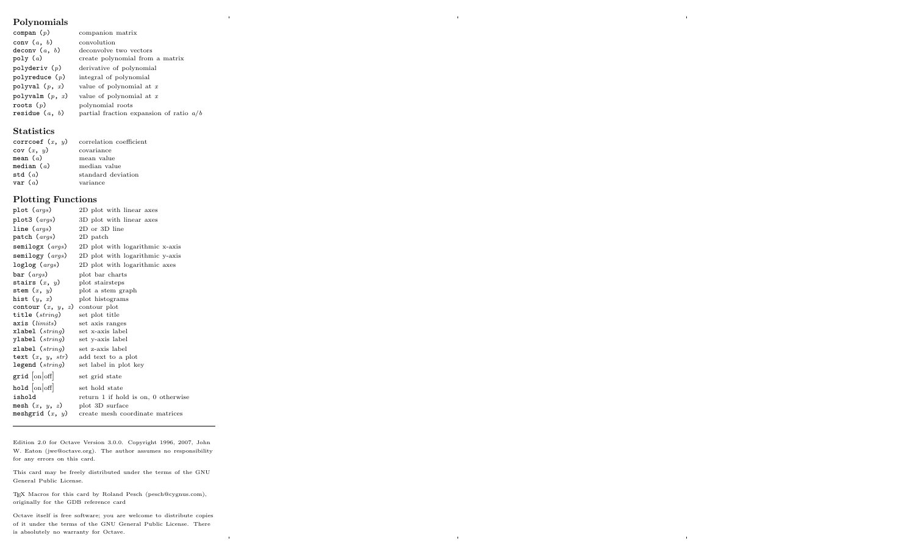## Polynomials

| | |
|---|---|
| `compan` (*p*) | companion matrix |
| `conv` (*a*, *b*) | convolution |
| `deconv` (*a*, *b*) | deconvolve two vectors |
| `poly` (*a*) | create polynomial from a matrix |
| `polyderiv` (*p*) | derivative of polynomial |
| `polyreduce` (*p*) | integral of polynomial |
| `polyval` (*p*, *x*) | value of polynomial at *x* |
| `polyvalm` (*p*, *x*) | value of polynomial at *x* |
| `roots` (*p*) | polynomial roots |
| `residue` (*a*, *b*) | partial fraction expansion of ratio $a/b$ |

## Statistics

| | |
|---|---|
| `corrcoef` (*x*, *y*) | correlation coefficient |
| `cov` (*x*, *y*) | covariance |
| `mean` (*a*) | mean value |
| `median` (*a*) | median value |
| `std` (*a*) | standard deviation |
| `var` (*a*) | variance |

## Plotting Functions

| | |
|---|---|
| `plot` (*args*) | 2D plot with linear axes |
| `plot3` (*args*) | 3D plot with linear axes |
| `line` (*args*) | 2D or 3D line |
| `patch` (*args*) | 2D patch |
| `semilogx` (*args*) | 2D plot with logarithmic x-axis |
| `semilogy` (*args*) | 2D plot with logarithmic y-axis |
| `loglog` (*args*) | 2D plot with logarithmic axes |
| `bar` (*args*) | plot bar charts |
| `stairs` (*x*, *y*) | plot stairsteps |
| `stem` (*x*, *y*) | plot a stem graph |
| `hist` (*y*, *x*) | plot histograms |
| `contour` (*x*, *y*, *z*) | contour plot |
| `title` (*string*) | set plot title |
| `axis` (*limits*) | set axis ranges |
| `xlabel` (*string*) | set x-axis label |
| `ylabel` (*string*) | set y-axis label |
| `zlabel` (*string*) | set z-axis label |
| `text` (*x*, *y*, *str*) | add text to a plot |
| `legend` (*string*) | set label in plot key |
| `grid` [on\|off] | set grid state |
| `hold` [on\|off] | set hold state |
| `ishold` | return 1 if hold is on, 0 otherwise |
| `mesh` (*x*, *y*, *z*) | plot 3D surface |
| `meshgrid` (*x*, *y*) | create mesh coordinate matrices |

---

Edition 2.0 for Octave Version 3.0.0. Copyright 1996, 2007, John W. Eaton (jwe@octave.org). The author assumes no responsibility for any errors on this card.

This card may be freely distributed under the terms of the GNU General Public License.

TEX Macros for this card by Roland Pesch (pesch@cygnus.com), originally for the GDB reference card

Octave itself is free software; you are welcome to distribute copies of it under the terms of the GNU General Public License. There is absolutely no warranty for Octave.